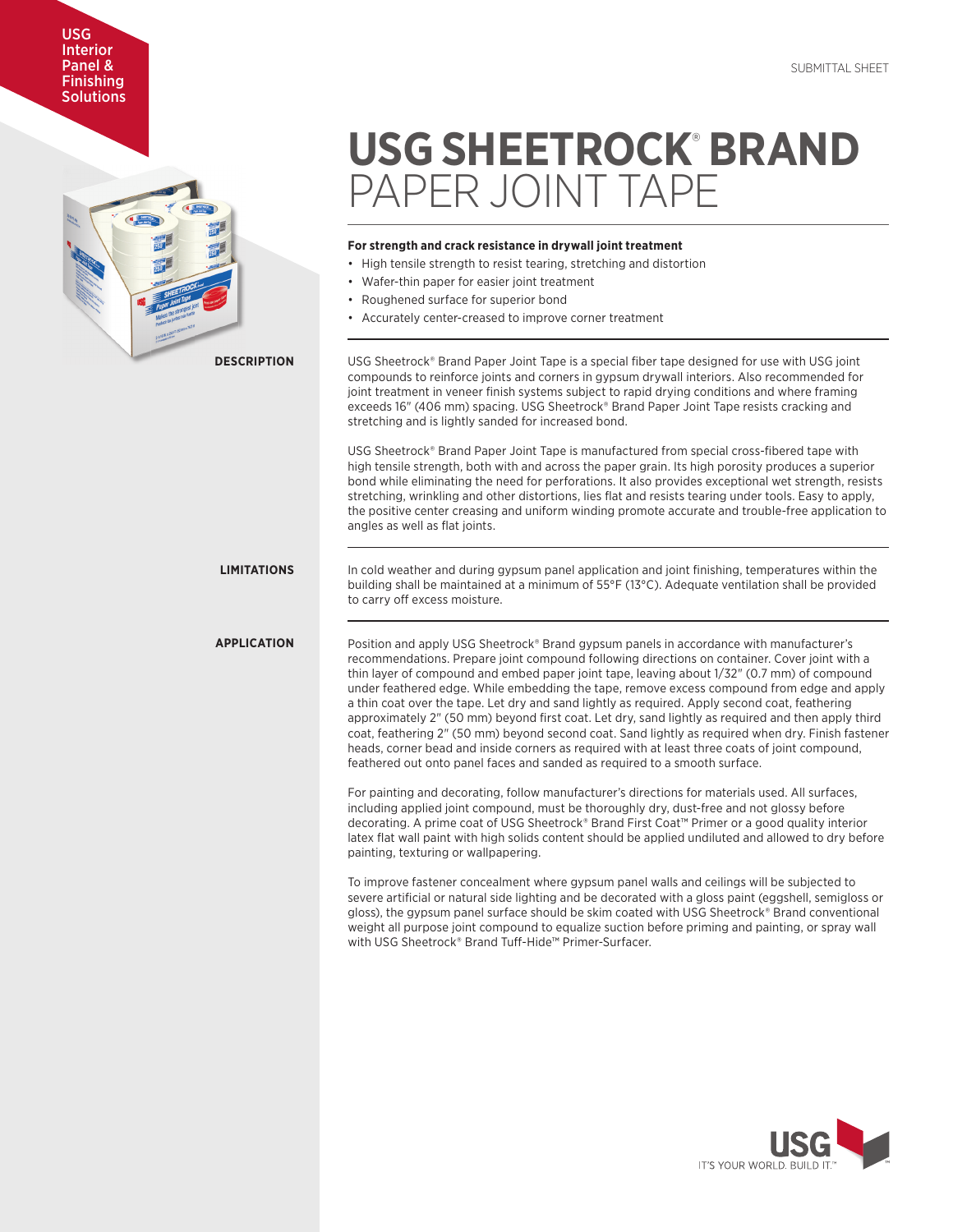USG Interior Panel & Finishing Solutions

SUBMITTAL SHEET

# USG SHEETROCK® BRAND PAPER JOINT TAPE

**For strength and crack resistance in drywall joint treatment**

- High tensile strength to resist tearing, stretching and distortion
- Wafer-thin paper for easier joint treatment
- Roughened surface for superior bond
- Accurately center-creased to improve corner treatment

## DESCRIPTION

USG Sheetrock® Brand Paper Joint Tape is a special fiber tape designed for use with USG joint compounds to reinforce joints and corners in gypsum drywall interiors. Also recommended for joint treatment in veneer finish systems subject to rapid drying conditions and where framing exceeds 16" (406 mm) spacing. USG Sheetrock® Brand Paper Joint Tape resists cracking and stretching and is lightly sanded for increased bond.

USG Sheetrock® Brand Paper Joint Tape is manufactured from special cross-fibered tape with high tensile strength, both with and across the paper grain. Its high porosity produces a superior bond while eliminating the need for perforations. It also provides exceptional wet strength, resists stretching, wrinkling and other distortions, lies flat and resists tearing under tools. Easy to apply, the positive center creasing and uniform winding promote accurate and trouble-free application to angles as well as flat joints.

## LIMITATIONS

In cold weather and during gypsum panel application and joint finishing, temperatures within the building shall be maintained at a minimum of 55°F (13°C). Adequate ventilation shall be provided to carry off excess moisture.

## APPLICATION

Position and apply USG Sheetrock® Brand gypsum panels in accordance with manufacturer's recommendations. Prepare joint compound following directions on container. Cover joint with a thin layer of compound and embed paper joint tape, leaving about 1/32" (0.7 mm) of compound under feathered edge. While embedding the tape, remove excess compound from edge and apply a thin coat over the tape. Let dry and sand lightly as required. Apply second coat, feathering approximately 2" (50 mm) beyond first coat. Let dry, sand lightly as required and then apply third coat, feathering 2" (50 mm) beyond second coat. Sand lightly as required when dry. Finish fastener heads, corner bead and inside corners as required with at least three coats of joint compound, feathered out onto panel faces and sanded as required to a smooth surface.

For painting and decorating, follow manufacturer's directions for materials used. All surfaces, including applied joint compound, must be thoroughly dry, dust-free and not glossy before decorating. A prime coat of USG Sheetrock® Brand First Coat™ Primer or a good quality interior latex flat wall paint with high solids content should be applied undiluted and allowed to dry before painting, texturing or wallpapering.

To improve fastener concealment where gypsum panel walls and ceilings will be subjected to severe artificial or natural side lighting and be decorated with a gloss paint (eggshell, semigloss or gloss), the gypsum panel surface should be skim coated with USG Sheetrock® Brand conventional weight all purpose joint compound to equalize suction before priming and painting, or spray wall with USG Sheetrock® Brand Tuff-Hide™ Primer-Surfacer.

USG IT'S YOUR WORLD. BUILD IT.™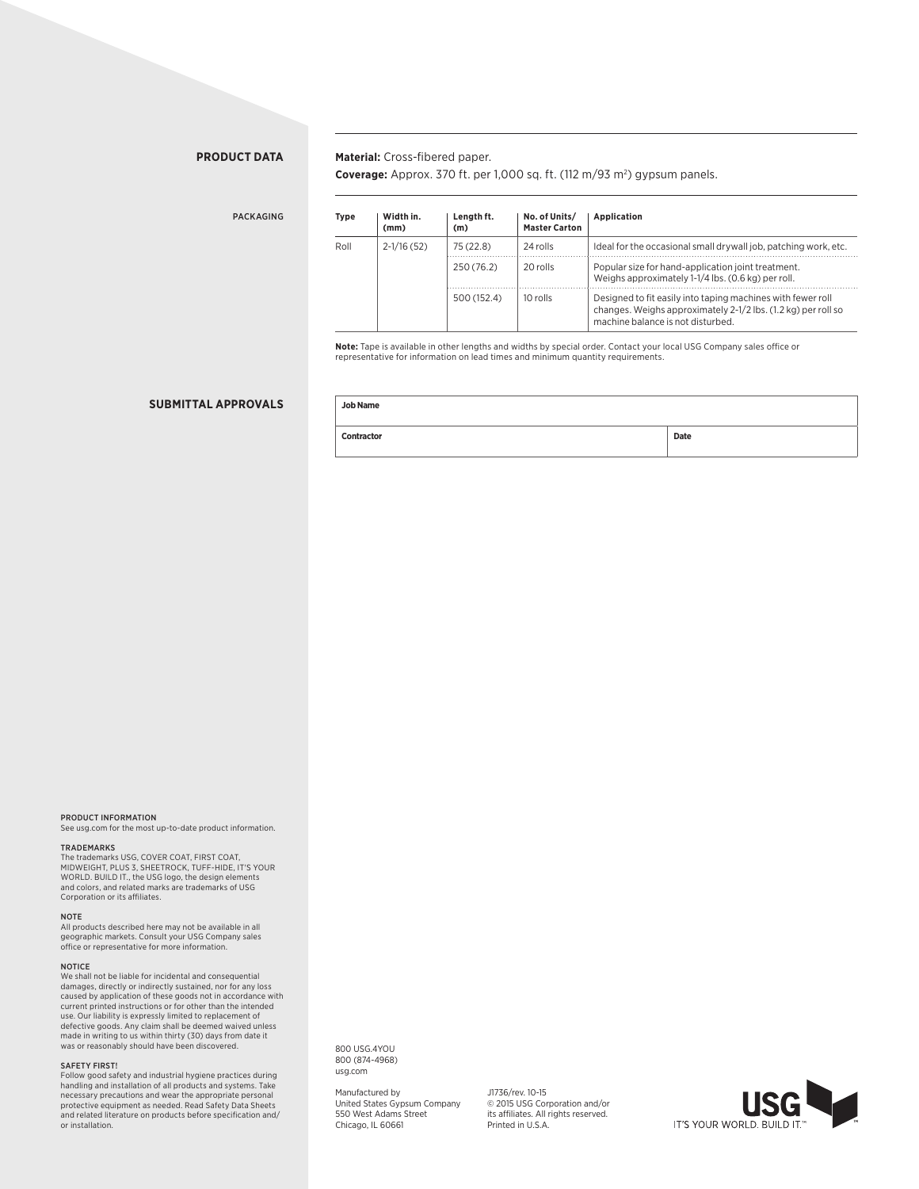## PRODUCT DATA

**Material:** Cross-fibered paper.

**Coverage:** Approx. 370 ft. per 1,000 sq. ft. (112 m/93 m$^2$) gypsum panels.

### PACKAGING

| Type | Width in. (mm) | Length ft. (m) | No. of Units/ Master Carton | Application |
| --- | --- | --- | --- | --- |
| Roll | 2-1/16 (52) | 75 (22.8) | 24 rolls | Ideal for the occasional small drywall job, patching work, etc. |
| | | 250 (76.2) | 20 rolls | Popular size for hand-application joint treatment. Weighs approximately 1-1/4 lbs. (0.6 kg) per roll. |
| | | 500 (152.4) | 10 rolls | Designed to fit easily into taping machines with fewer roll changes. Weighs approximately 2-1/2 lbs. (1.2 kg) per roll so machine balance is not disturbed. |

**Note:** Tape is available in other lengths and widths by special order. Contact your local USG Company sales office or representative for information on lead times and minimum quantity requirements.

## SUBMITTAL APPROVALS

| Job Name | |
| --- | --- |
| Contractor | Date |

PRODUCT INFORMATION
See usg.com for the most up-to-date product information.

TRADEMARKS
The trademarks USG, COVER COAT, FIRST COAT, MIDWEIGHT, PLUS 3, SHEETROCK, TUFF-HIDE, IT'S YOUR WORLD. BUILD IT., the USG logo, the design elements and colors, and related marks are trademarks of USG Corporation or its affiliates.

NOTE
All products described here may not be available in all geographic markets. Consult your USG Company sales office or representative for more information.

NOTICE
We shall not be liable for incidental and consequential damages, directly or indirectly sustained, nor for any loss caused by application of these goods not in accordance with current printed instructions or for other than the intended use. Our liability is expressly limited to replacement of defective goods. Any claim shall be deemed waived unless made in writing to us within thirty (30) days from date it was or reasonably should have been discovered.

SAFETY FIRST!
Follow good safety and industrial hygiene practices during handling and installation of all products and systems. Take necessary precautions and wear the appropriate personal protective equipment as needed. Read Safety Data Sheets and related literature on products before specification and/or installation.

800 USG.4YOU
800 (874-4968)
usg.com

Manufactured by
United States Gypsum Company
550 West Adams Street
Chicago, IL 60661

J1736/rev. 10-15
© 2015 USG Corporation and/or its affiliates. All rights reserved.
Printed in U.S.A.

USG
IT'S YOUR WORLD. BUILD IT.™